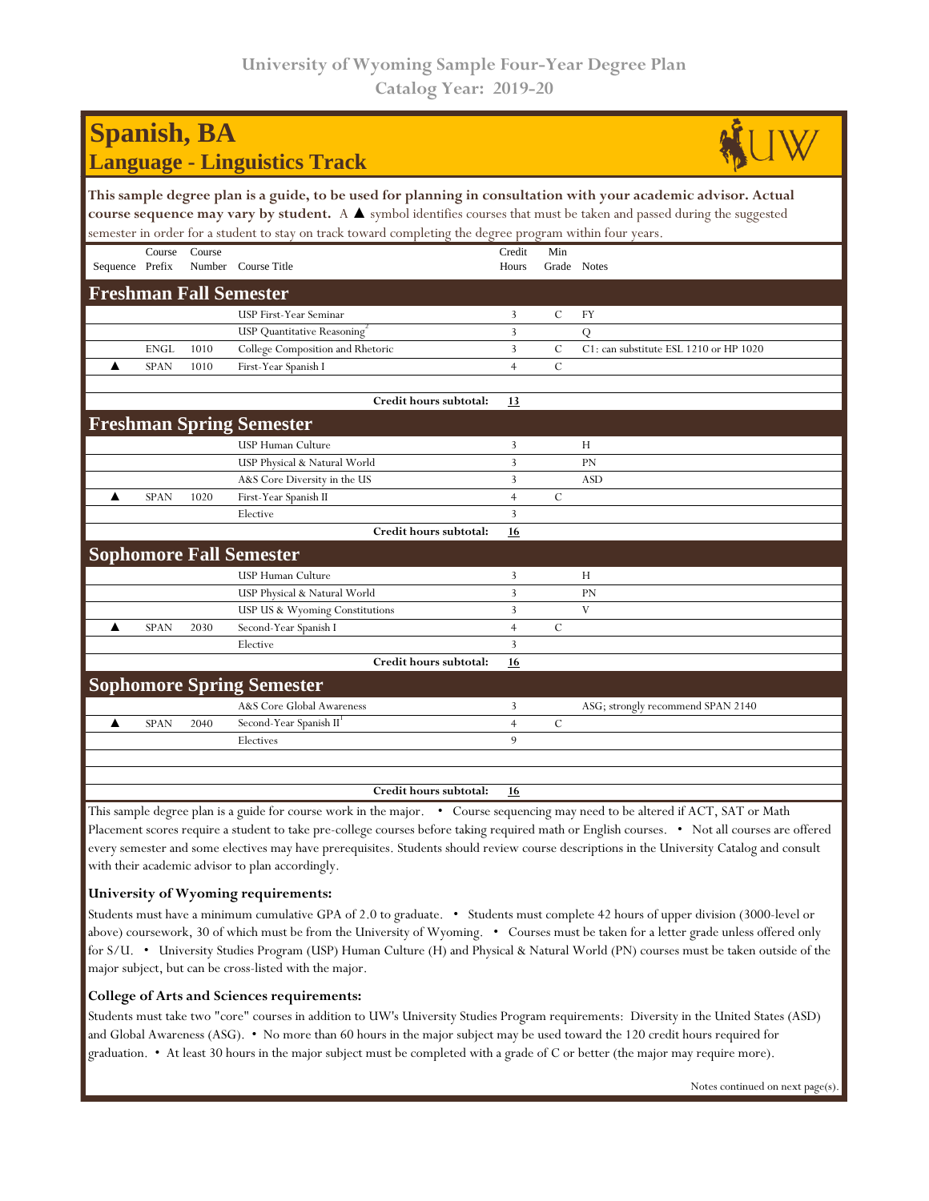University of Wyoming Sample Four-Year Degree Plan
Catalog Year: 2019-20

# Spanish, BA
## Language - Linguistics Track

**This sample degree plan is a guide, to be used for planning in consultation with your academic advisor. Actual course sequence may vary by student.** A ▲ symbol identifies courses that must be taken and passed during the suggested semester in order for a student to stay on track toward completing the degree program within four years.

| Sequence | Course Prefix | Course Number | Course Title | Credit Hours | Min Grade | Notes |
|---|---|---|---|---|---|---|
| **Freshman Fall Semester** | | | | | | |
| | | | USP First-Year Seminar | 3 | C | FY |
| | | | USP Quantitative Reasoning[2] | 3 | | Q |
| | ENGL | 1010 | College Composition and Rhetoric | 3 | C | C1: can substitute ESL 1210 or HP 1020 |
| ▲ | SPAN | 1010 | First-Year Spanish I | 4 | C | |
| | | | **Credit hours subtotal:** | **13** | | |
| **Freshman Spring Semester** | | | | | | |
| | | | USP Human Culture | 3 | | H |
| | | | USP Physical & Natural World | 3 | | PN |
| | | | A&S Core Diversity in the US | 3 | | ASD |
| ▲ | SPAN | 1020 | First-Year Spanish II | 4 | C | |
| | | | Elective | 3 | | |
| | | | **Credit hours subtotal:** | **16** | | |
| **Sophomore Fall Semester** | | | | | | |
| | | | USP Human Culture | 3 | | H |
| | | | USP Physical & Natural World | 3 | | PN |
| | | | USP US & Wyoming Constitutions | 3 | | V |
| ▲ | SPAN | 2030 | Second-Year Spanish I | 4 | C | |
| | | | Elective | 3 | | |
| | | | **Credit hours subtotal:** | **16** | | |
| **Sophomore Spring Semester** | | | | | | |
| | | | A&S Core Global Awareness | 3 | | ASG; strongly recommend SPAN 2140 |
| ▲ | SPAN | 2040 | Second-Year Spanish II[1] | 4 | C | |
| | | | Electives | 9 | | |
| | | | **Credit hours subtotal:** | **16** | | |

This sample degree plan is a guide for course work in the major. • Course sequencing may need to be altered if ACT, SAT or Math Placement scores require a student to take pre-college courses before taking required math or English courses. • Not all courses are offered every semester and some electives may have prerequisites. Students should review course descriptions in the University Catalog and consult with their academic advisor to plan accordingly.

### University of Wyoming requirements:

Students must have a minimum cumulative GPA of 2.0 to graduate. • Students must complete 42 hours of upper division (3000-level or above) coursework, 30 of which must be from the University of Wyoming. • Courses must be taken for a letter grade unless offered only for S/U. • University Studies Program (USP) Human Culture (H) and Physical & Natural World (PN) courses must be taken outside of the major subject, but can be cross-listed with the major.

### College of Arts and Sciences requirements:

Students must take two "core" courses in addition to UW's University Studies Program requirements: Diversity in the United States (ASD) and Global Awareness (ASG). • No more than 60 hours in the major subject may be used toward the 120 credit hours required for graduation. • At least 30 hours in the major subject must be completed with a grade of C or better (the major may require more).

Notes continued on next page(s).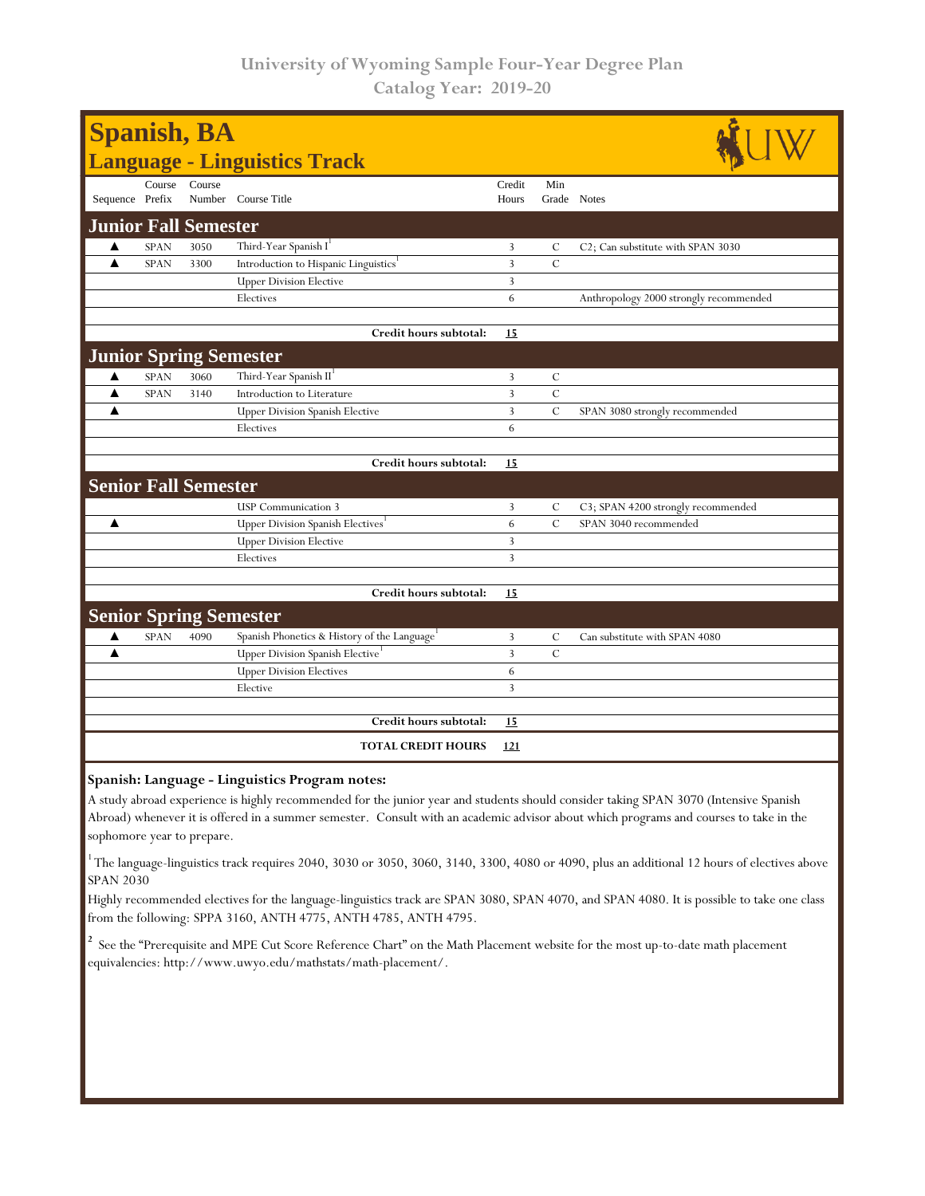University of Wyoming Sample Four-Year Degree Plan
Catalog Year: 2019-20

# Spanish, BA
## Language - Linguistics Track

| Sequence | Course Prefix | Course Number | Course Title | Credit Hours | Min Grade | Notes |
|---|---|---|---|---|---|---|
| **Junior Fall Semester** | | | | | | |
| ▲ | SPAN | 3050 | Third-Year Spanish I[1] | 3 | C | C2; Can substitute with SPAN 3030 |
| ▲ | SPAN | 3300 | Introduction to Hispanic Linguistics[1] | 3 | C | |
| | | | Upper Division Elective | 3 | | |
| | | | Electives | 6 | | Anthropology 2000 strongly recommended |
| | | | **Credit hours subtotal:** | **15** | | |
| **Junior Spring Semester** | | | | | | |
| ▲ | SPAN | 3060 | Third-Year Spanish II[1] | 3 | C | |
| ▲ | SPAN | 3140 | Introduction to Literature | 3 | C | |
| ▲ | | | Upper Division Spanish Elective | 3 | C | SPAN 3080 strongly recommended |
| | | | Electives | 6 | | |
| | | | **Credit hours subtotal:** | **15** | | |
| **Senior Fall Semester** | | | | | | |
| | | | USP Communication 3 | 3 | C | C3; SPAN 4200 strongly recommended |
| ▲ | | | Upper Division Spanish Electives[1] | 6 | C | SPAN 3040 recommended |
| | | | Upper Division Elective | 3 | | |
| | | | Electives | 3 | | |
| | | | **Credit hours subtotal:** | **15** | | |
| **Senior Spring Semester** | | | | | | |
| ▲ | SPAN | 4090 | Spanish Phonetics & History of the Language[1] | 3 | C | Can substitute with SPAN 4080 |
| ▲ | | | Upper Division Spanish Elective[1] | 3 | C | |
| | | | Upper Division Electives | 6 | | |
| | | | Elective | 3 | | |
| | | | **Credit hours subtotal:** | **15** | | |
| | | | **TOTAL CREDIT HOURS** | **121** | | |

**Spanish: Language - Linguistics Program notes:**

A study abroad experience is highly recommended for the junior year and students should consider taking SPAN 3070 (Intensive Spanish Abroad) whenever it is offered in a summer semester. Consult with an academic advisor about which programs and courses to take in the sophomore year to prepare.

[1] The language-linguistics track requires 2040, 3030 or 3050, 3060, 3140, 3300, 4080 or 4090, plus an additional 12 hours of electives above SPAN 2030

Highly recommended electives for the language-linguistics track are SPAN 3080, SPAN 4070, and SPAN 4080. It is possible to take one class from the following: SPPA 3160, ANTH 4775, ANTH 4785, ANTH 4795.

[2] See the "Prerequisite and MPE Cut Score Reference Chart" on the Math Placement website for the most up-to-date math placement equivalencies: http://www.uwyo.edu/mathstats/math-placement/.